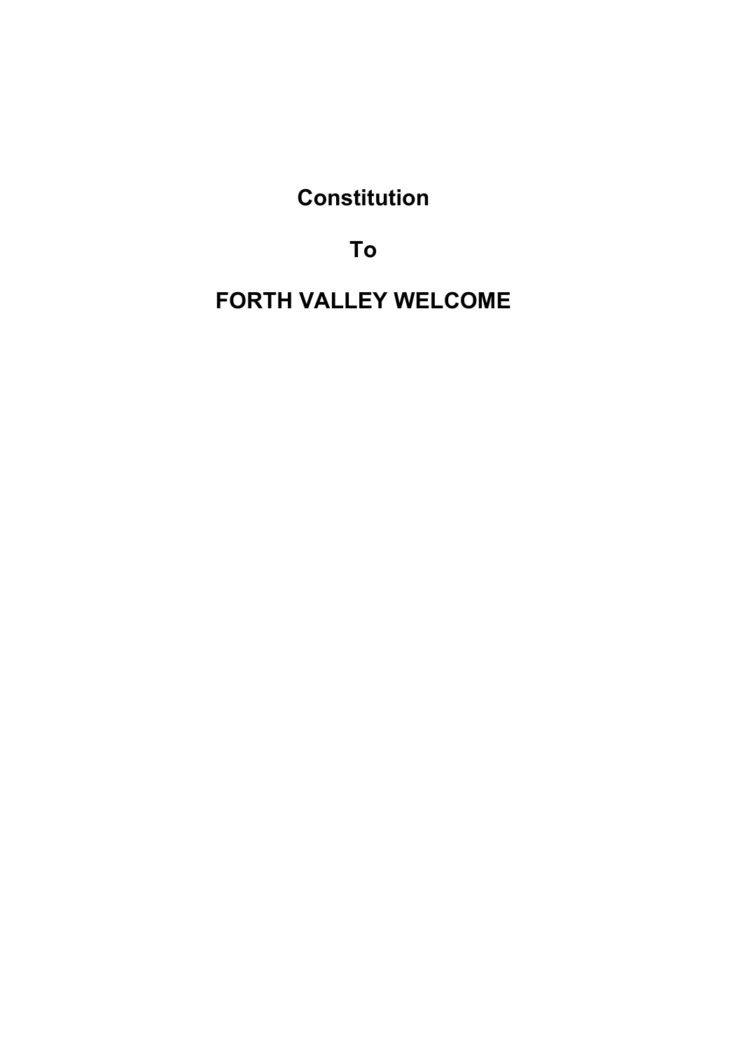# Constitution

# To

# FORTH VALLEY WELCOME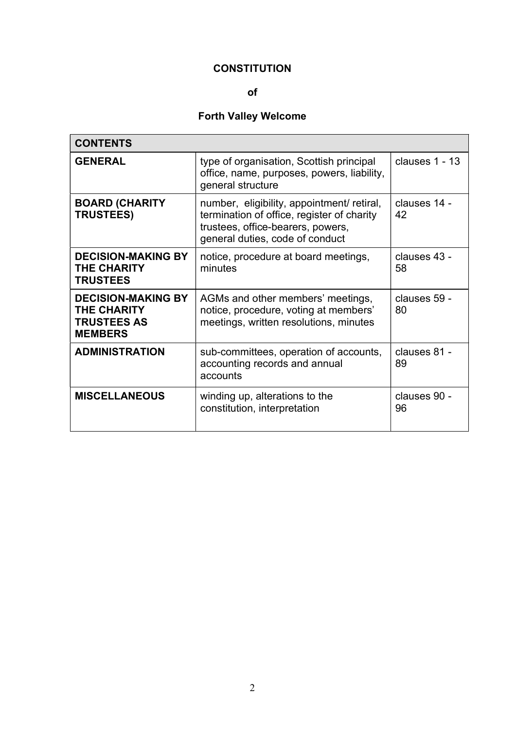**CONSTITUTION**

**of**

**Forth Valley Welcome**

| CONTENTS | | |
|---|---|---|
| **GENERAL** | type of organisation, Scottish principal office, name, purposes, powers, liability, general structure | clauses 1 - 13 |
| **BOARD (CHARITY TRUSTEES)** | number, eligibility, appointment/ retiral, termination of office, register of charity trustees, office-bearers, powers, general duties, code of conduct | clauses 14 - 42 |
| **DECISION-MAKING BY THE CHARITY TRUSTEES** | notice, procedure at board meetings, minutes | clauses 43 - 58 |
| **DECISION-MAKING BY THE CHARITY TRUSTEES AS MEMBERS** | AGMs and other members' meetings, notice, procedure, voting at members' meetings, written resolutions, minutes | clauses 59 - 80 |
| **ADMINISTRATION** | sub-committees, operation of accounts, accounting records and annual accounts | clauses 81 - 89 |
| **MISCELLANEOUS** | winding up, alterations to the constitution, interpretation | clauses 90 - 96 |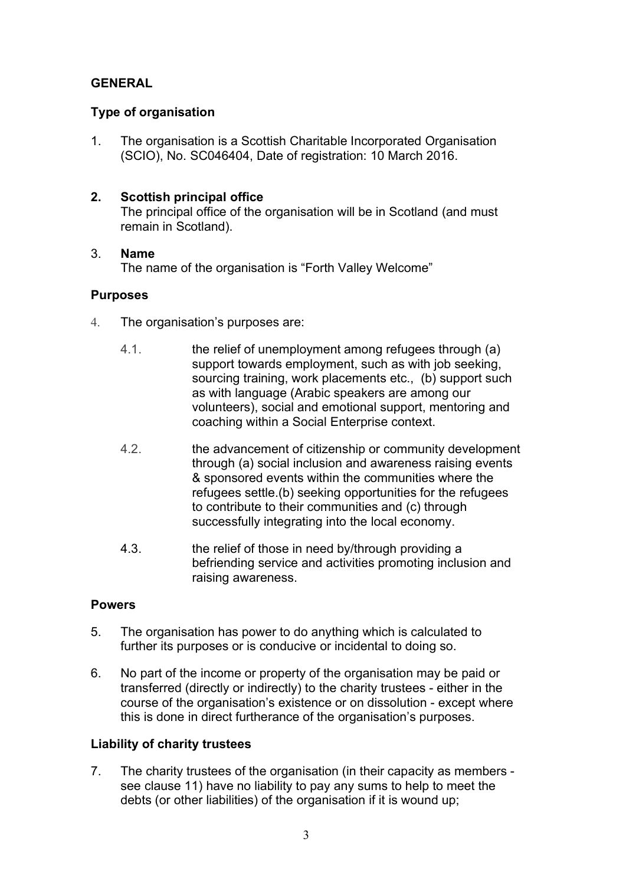## GENERAL

### Type of organisation

1. The organisation is a Scottish Charitable Incorporated Organisation (SCIO), No. SC046404, Date of registration: 10 March 2016.

**2. Scottish principal office**

The principal office of the organisation will be in Scotland (and must remain in Scotland).

3. **Name**

The name of the organisation is "Forth Valley Welcome"

### Purposes

4. The organisation's purposes are:

   4.1. the relief of unemployment among refugees through (a) support towards employment, such as with job seeking, sourcing training, work placements etc., (b) support such as with language (Arabic speakers are among our volunteers), social and emotional support, mentoring and coaching within a Social Enterprise context.

   4.2. the advancement of citizenship or community development through (a) social inclusion and awareness raising events & sponsored events within the communities where the refugees settle.(b) seeking opportunities for the refugees to contribute to their communities and (c) through successfully integrating into the local economy.

   4.3. the relief of those in need by/through providing a befriending service and activities promoting inclusion and raising awareness.

### Powers

5. The organisation has power to do anything which is calculated to further its purposes or is conducive or incidental to doing so.

6. No part of the income or property of the organisation may be paid or transferred (directly or indirectly) to the charity trustees - either in the course of the organisation's existence or on dissolution - except where this is done in direct furtherance of the organisation's purposes.

### Liability of charity trustees

7. The charity trustees of the organisation (in their capacity as members - see clause 11) have no liability to pay any sums to help to meet the debts (or other liabilities) of the organisation if it is wound up;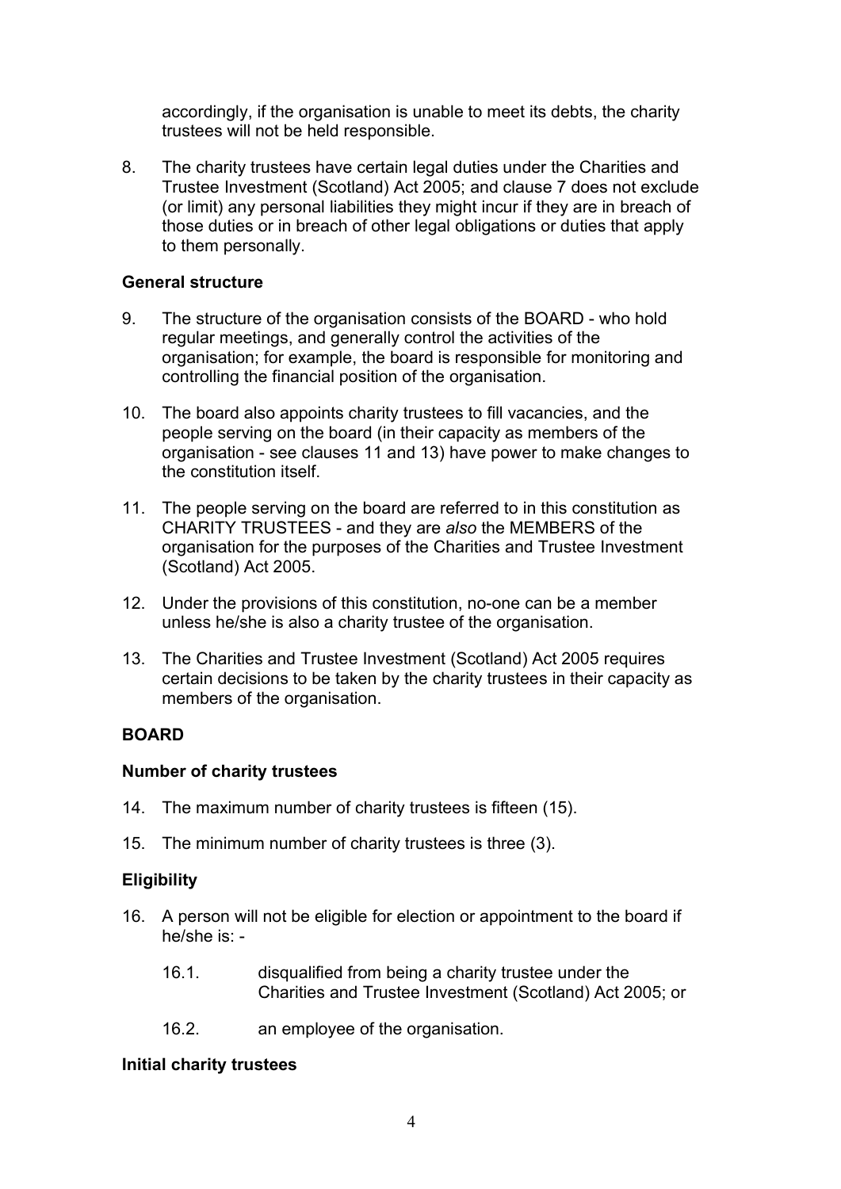accordingly, if the organisation is unable to meet its debts, the charity trustees will not be held responsible.

8. The charity trustees have certain legal duties under the Charities and Trustee Investment (Scotland) Act 2005; and clause 7 does not exclude (or limit) any personal liabilities they might incur if they are in breach of those duties or in breach of other legal obligations or duties that apply to them personally.

**General structure**

9. The structure of the organisation consists of the BOARD - who hold regular meetings, and generally control the activities of the organisation; for example, the board is responsible for monitoring and controlling the financial position of the organisation.

10. The board also appoints charity trustees to fill vacancies, and the people serving on the board (in their capacity as members of the organisation - see clauses 11 and 13) have power to make changes to the constitution itself.

11. The people serving on the board are referred to in this constitution as CHARITY TRUSTEES - and they are *also* the MEMBERS of the organisation for the purposes of the Charities and Trustee Investment (Scotland) Act 2005.

12. Under the provisions of this constitution, no-one can be a member unless he/she is also a charity trustee of the organisation.

13. The Charities and Trustee Investment (Scotland) Act 2005 requires certain decisions to be taken by the charity trustees in their capacity as members of the organisation.

**BOARD**

**Number of charity trustees**

14. The maximum number of charity trustees is fifteen (15).

15. The minimum number of charity trustees is three (3).

**Eligibility**

16. A person will not be eligible for election or appointment to the board if he/she is: -

    16.1. disqualified from being a charity trustee under the Charities and Trustee Investment (Scotland) Act 2005; or

    16.2. an employee of the organisation.

**Initial charity trustees**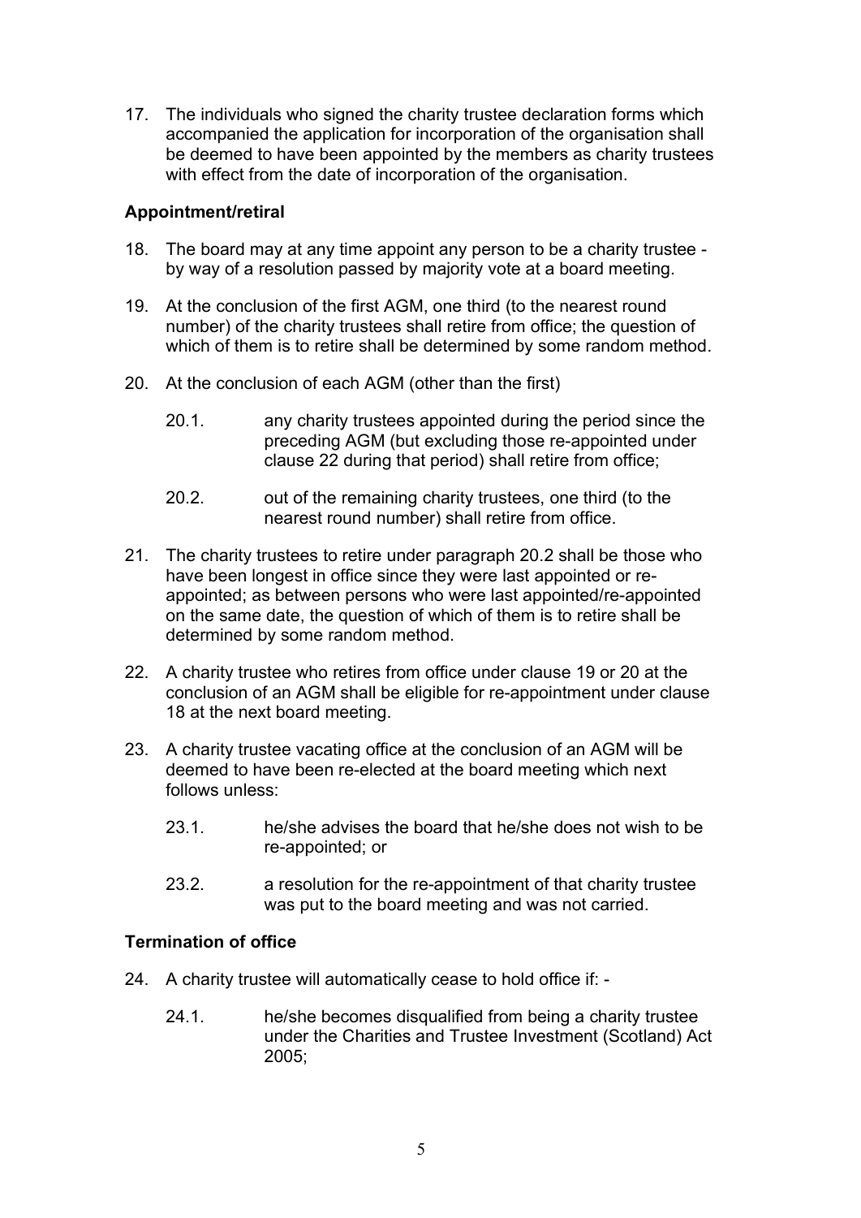17. The individuals who signed the charity trustee declaration forms which accompanied the application for incorporation of the organisation shall be deemed to have been appointed by the members as charity trustees with effect from the date of incorporation of the organisation.

**Appointment/retiral**

18. The board may at any time appoint any person to be a charity trustee - by way of a resolution passed by majority vote at a board meeting.

19. At the conclusion of the first AGM, one third (to the nearest round number) of the charity trustees shall retire from office; the question of which of them is to retire shall be determined by some random method.

20. At the conclusion of each AGM (other than the first)

    20.1. any charity trustees appointed during the period since the preceding AGM (but excluding those re-appointed under clause 22 during that period) shall retire from office;

    20.2. out of the remaining charity trustees, one third (to the nearest round number) shall retire from office.

21. The charity trustees to retire under paragraph 20.2 shall be those who have been longest in office since they were last appointed or re-appointed; as between persons who were last appointed/re-appointed on the same date, the question of which of them is to retire shall be determined by some random method.

22. A charity trustee who retires from office under clause 19 or 20 at the conclusion of an AGM shall be eligible for re-appointment under clause 18 at the next board meeting.

23. A charity trustee vacating office at the conclusion of an AGM will be deemed to have been re-elected at the board meeting which next follows unless:

    23.1. he/she advises the board that he/she does not wish to be re-appointed; or

    23.2. a resolution for the re-appointment of that charity trustee was put to the board meeting and was not carried.

**Termination of office**

24. A charity trustee will automatically cease to hold office if: -

    24.1. he/she becomes disqualified from being a charity trustee under the Charities and Trustee Investment (Scotland) Act 2005;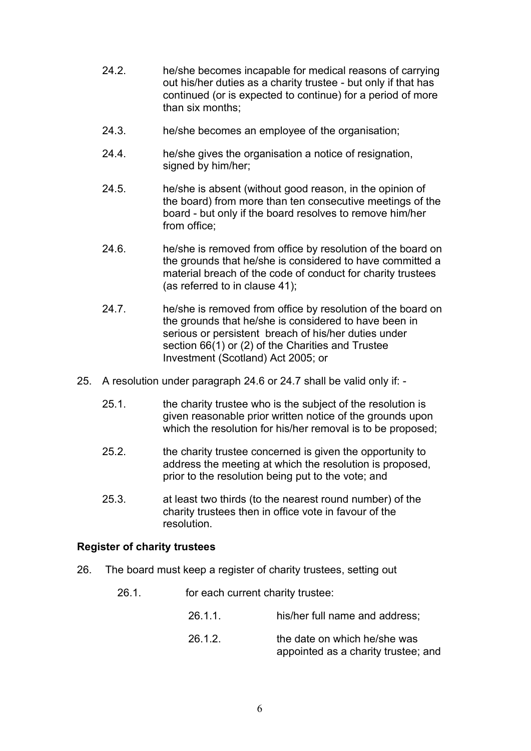24.2. he/she becomes incapable for medical reasons of carrying out his/her duties as a charity trustee - but only if that has continued (or is expected to continue) for a period of more than six months;

24.3. he/she becomes an employee of the organisation;

24.4. he/she gives the organisation a notice of resignation, signed by him/her;

24.5. he/she is absent (without good reason, in the opinion of the board) from more than ten consecutive meetings of the board - but only if the board resolves to remove him/her from office;

24.6. he/she is removed from office by resolution of the board on the grounds that he/she is considered to have committed a material breach of the code of conduct for charity trustees (as referred to in clause 41);

24.7. he/she is removed from office by resolution of the board on the grounds that he/she is considered to have been in serious or persistent breach of his/her duties under section 66(1) or (2) of the Charities and Trustee Investment (Scotland) Act 2005; or

25. A resolution under paragraph 24.6 or 24.7 shall be valid only if: -

25.1. the charity trustee who is the subject of the resolution is given reasonable prior written notice of the grounds upon which the resolution for his/her removal is to be proposed;

25.2. the charity trustee concerned is given the opportunity to address the meeting at which the resolution is proposed, prior to the resolution being put to the vote; and

25.3. at least two thirds (to the nearest round number) of the charity trustees then in office vote in favour of the resolution.

**Register of charity trustees**

26. The board must keep a register of charity trustees, setting out

26.1. for each current charity trustee:

26.1.1. his/her full name and address;

26.1.2. the date on which he/she was appointed as a charity trustee; and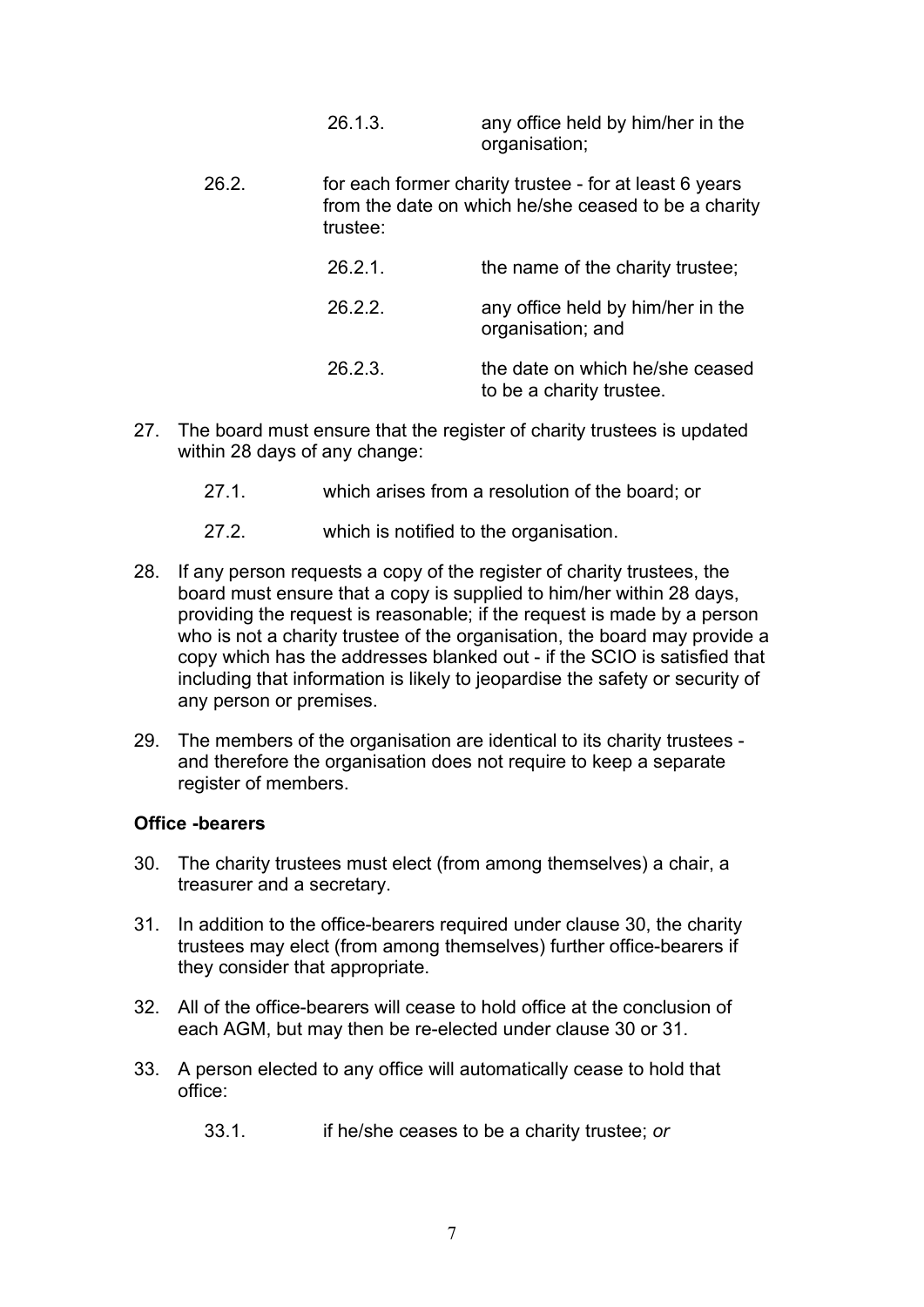26.1.3. any office held by him/her in the organisation;

26.2. for each former charity trustee - for at least 6 years from the date on which he/she ceased to be a charity trustee:

26.2.1. the name of the charity trustee;

26.2.2. any office held by him/her in the organisation; and

26.2.3. the date on which he/she ceased to be a charity trustee.

27. The board must ensure that the register of charity trustees is updated within 28 days of any change:

27.1. which arises from a resolution of the board; or

27.2. which is notified to the organisation.

28. If any person requests a copy of the register of charity trustees, the board must ensure that a copy is supplied to him/her within 28 days, providing the request is reasonable; if the request is made by a person who is not a charity trustee of the organisation, the board may provide a copy which has the addresses blanked out - if the SCIO is satisfied that including that information is likely to jeopardise the safety or security of any person or premises.

29. The members of the organisation are identical to its charity trustees - and therefore the organisation does not require to keep a separate register of members.

**Office -bearers**

30. The charity trustees must elect (from among themselves) a chair, a treasurer and a secretary.

31. In addition to the office-bearers required under clause 30, the charity trustees may elect (from among themselves) further office-bearers if they consider that appropriate.

32. All of the office-bearers will cease to hold office at the conclusion of each AGM, but may then be re-elected under clause 30 or 31.

33. A person elected to any office will automatically cease to hold that office:

33.1. if he/she ceases to be a charity trustee; *or*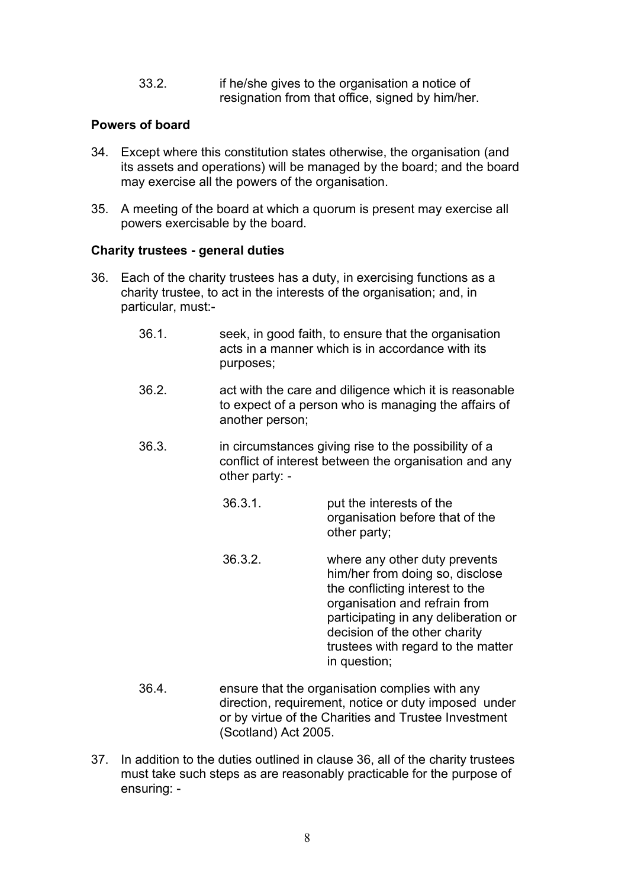33.2. if he/she gives to the organisation a notice of resignation from that office, signed by him/her.

**Powers of board**

34. Except where this constitution states otherwise, the organisation (and its assets and operations) will be managed by the board; and the board may exercise all the powers of the organisation.

35. A meeting of the board at which a quorum is present may exercise all powers exercisable by the board.

**Charity trustees - general duties**

36. Each of the charity trustees has a duty, in exercising functions as a charity trustee, to act in the interests of the organisation; and, in particular, must:-

    36.1. seek, in good faith, to ensure that the organisation acts in a manner which is in accordance with its purposes;

    36.2. act with the care and diligence which it is reasonable to expect of a person who is managing the affairs of another person;

    36.3. in circumstances giving rise to the possibility of a conflict of interest between the organisation and any other party: -

        36.3.1. put the interests of the organisation before that of the other party;

        36.3.2. where any other duty prevents him/her from doing so, disclose the conflicting interest to the organisation and refrain from participating in any deliberation or decision of the other charity trustees with regard to the matter in question;

    36.4. ensure that the organisation complies with any direction, requirement, notice or duty imposed under or by virtue of the Charities and Trustee Investment (Scotland) Act 2005.

37. In addition to the duties outlined in clause 36, all of the charity trustees must take such steps as are reasonably practicable for the purpose of ensuring: -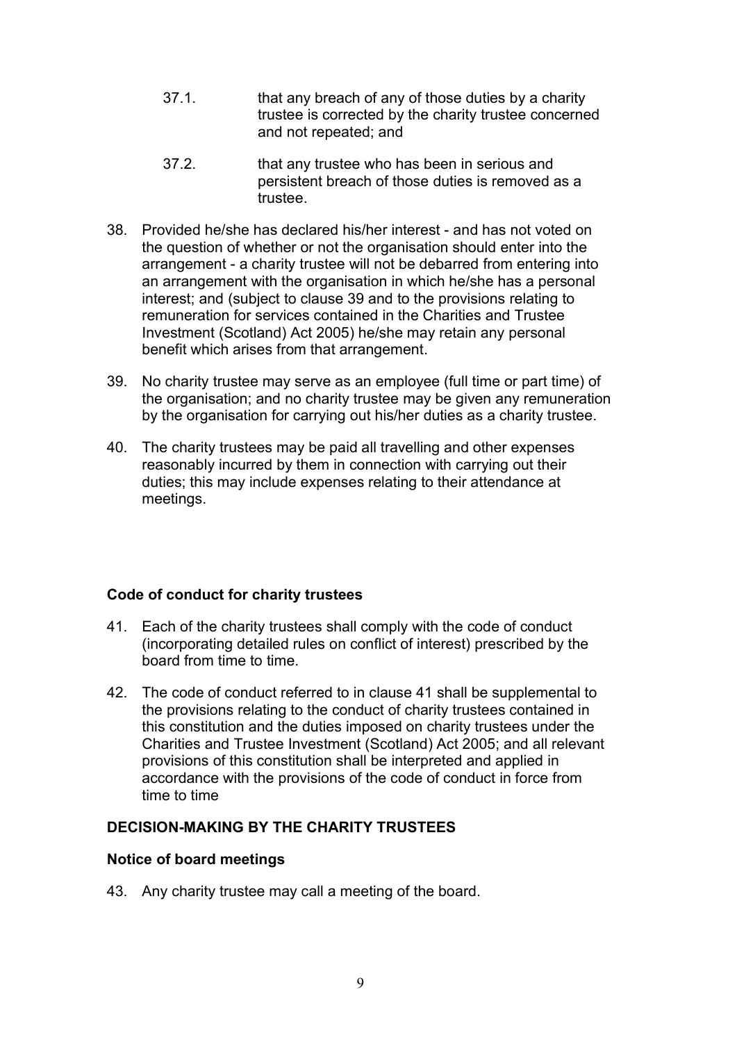37.1. that any breach of any of those duties by a charity trustee is corrected by the charity trustee concerned and not repeated; and

37.2. that any trustee who has been in serious and persistent breach of those duties is removed as a trustee.

38. Provided he/she has declared his/her interest - and has not voted on the question of whether or not the organisation should enter into the arrangement - a charity trustee will not be debarred from entering into an arrangement with the organisation in which he/she has a personal interest; and (subject to clause 39 and to the provisions relating to remuneration for services contained in the Charities and Trustee Investment (Scotland) Act 2005) he/she may retain any personal benefit which arises from that arrangement.

39. No charity trustee may serve as an employee (full time or part time) of the organisation; and no charity trustee may be given any remuneration by the organisation for carrying out his/her duties as a charity trustee.

40. The charity trustees may be paid all travelling and other expenses reasonably incurred by them in connection with carrying out their duties; this may include expenses relating to their attendance at meetings.

**Code of conduct for charity trustees**

41. Each of the charity trustees shall comply with the code of conduct (incorporating detailed rules on conflict of interest) prescribed by the board from time to time.

42. The code of conduct referred to in clause 41 shall be supplemental to the provisions relating to the conduct of charity trustees contained in this constitution and the duties imposed on charity trustees under the Charities and Trustee Investment (Scotland) Act 2005; and all relevant provisions of this constitution shall be interpreted and applied in accordance with the provisions of the code of conduct in force from time to time

## DECISION-MAKING BY THE CHARITY TRUSTEES

**Notice of board meetings**

43. Any charity trustee may call a meeting of the board.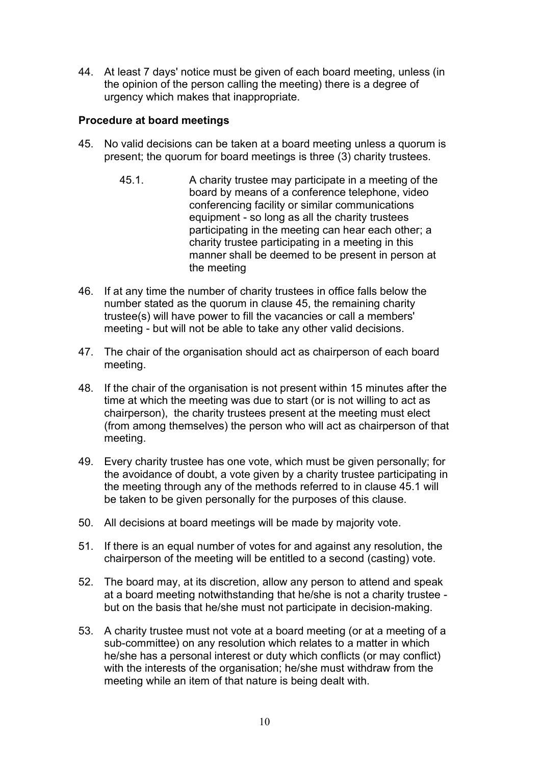44. At least 7 days' notice must be given of each board meeting, unless (in the opinion of the person calling the meeting) there is a degree of urgency which makes that inappropriate.

**Procedure at board meetings**

45. No valid decisions can be taken at a board meeting unless a quorum is present; the quorum for board meetings is three (3) charity trustees.

    45.1. A charity trustee may participate in a meeting of the board by means of a conference telephone, video conferencing facility or similar communications equipment - so long as all the charity trustees participating in the meeting can hear each other; a charity trustee participating in a meeting in this manner shall be deemed to be present in person at the meeting

46. If at any time the number of charity trustees in office falls below the number stated as the quorum in clause 45, the remaining charity trustee(s) will have power to fill the vacancies or call a members' meeting - but will not be able to take any other valid decisions.

47. The chair of the organisation should act as chairperson of each board meeting.

48. If the chair of the organisation is not present within 15 minutes after the time at which the meeting was due to start (or is not willing to act as chairperson), the charity trustees present at the meeting must elect (from among themselves) the person who will act as chairperson of that meeting.

49. Every charity trustee has one vote, which must be given personally; for the avoidance of doubt, a vote given by a charity trustee participating in the meeting through any of the methods referred to in clause 45.1 will be taken to be given personally for the purposes of this clause.

50. All decisions at board meetings will be made by majority vote.

51. If there is an equal number of votes for and against any resolution, the chairperson of the meeting will be entitled to a second (casting) vote.

52. The board may, at its discretion, allow any person to attend and speak at a board meeting notwithstanding that he/she is not a charity trustee - but on the basis that he/she must not participate in decision-making.

53. A charity trustee must not vote at a board meeting (or at a meeting of a sub-committee) on any resolution which relates to a matter in which he/she has a personal interest or duty which conflicts (or may conflict) with the interests of the organisation; he/she must withdraw from the meeting while an item of that nature is being dealt with.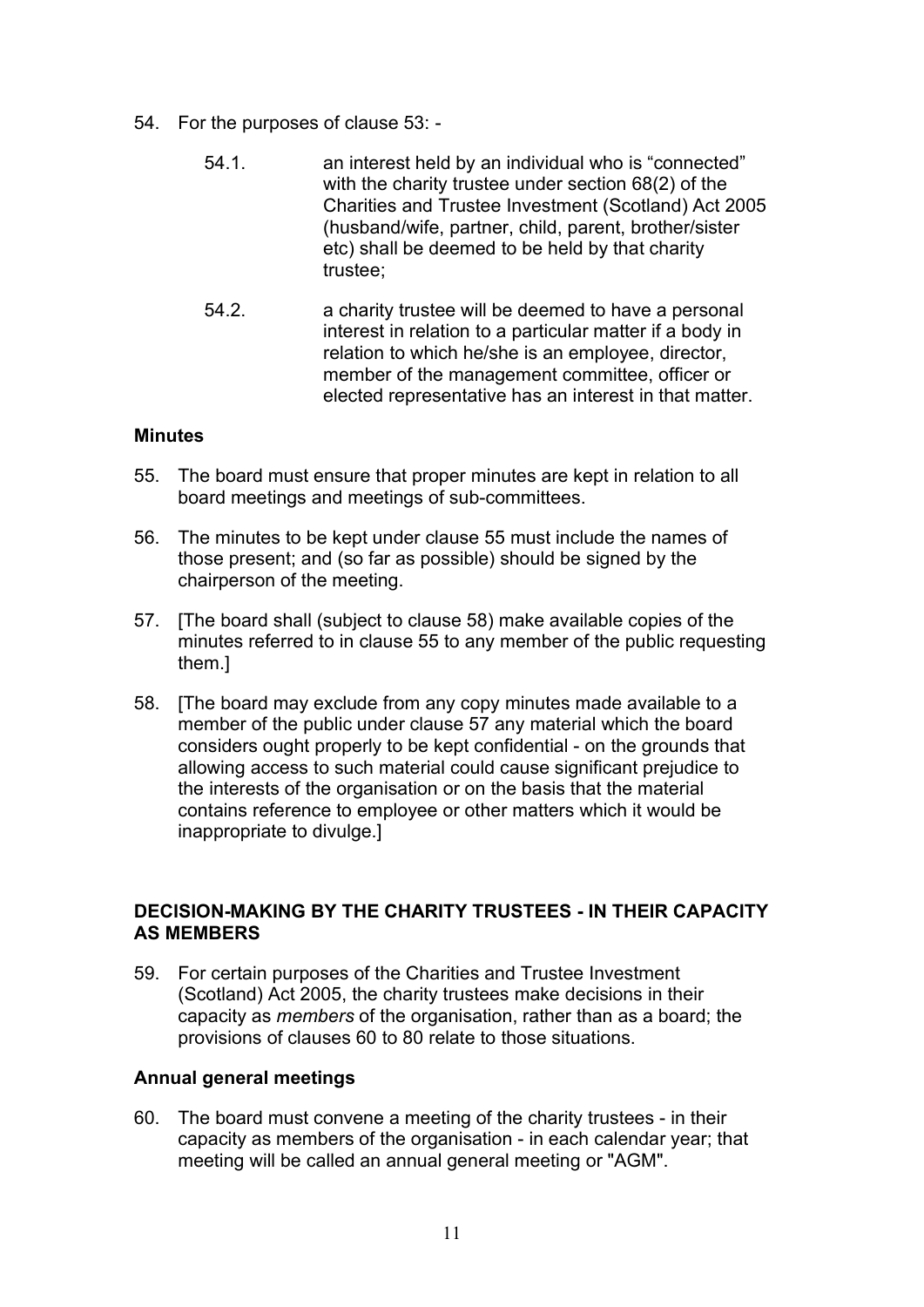54. For the purposes of clause 53: -

    54.1. an interest held by an individual who is "connected" with the charity trustee under section 68(2) of the Charities and Trustee Investment (Scotland) Act 2005 (husband/wife, partner, child, parent, brother/sister etc) shall be deemed to be held by that charity trustee;

    54.2. a charity trustee will be deemed to have a personal interest in relation to a particular matter if a body in relation to which he/she is an employee, director, member of the management committee, officer or elected representative has an interest in that matter.

### Minutes

55. The board must ensure that proper minutes are kept in relation to all board meetings and meetings of sub-committees.

56. The minutes to be kept under clause 55 must include the names of those present; and (so far as possible) should be signed by the chairperson of the meeting.

57. [The board shall (subject to clause 58) make available copies of the minutes referred to in clause 55 to any member of the public requesting them.]

58. [The board may exclude from any copy minutes made available to a member of the public under clause 57 any material which the board considers ought properly to be kept confidential - on the grounds that allowing access to such material could cause significant prejudice to the interests of the organisation or on the basis that the material contains reference to employee or other matters which it would be inappropriate to divulge.]

## DECISION-MAKING BY THE CHARITY TRUSTEES - IN THEIR CAPACITY AS MEMBERS

59. For certain purposes of the Charities and Trustee Investment (Scotland) Act 2005, the charity trustees make decisions in their capacity as *members* of the organisation, rather than as a board; the provisions of clauses 60 to 80 relate to those situations.

### Annual general meetings

60. The board must convene a meeting of the charity trustees - in their capacity as members of the organisation - in each calendar year; that meeting will be called an annual general meeting or "AGM".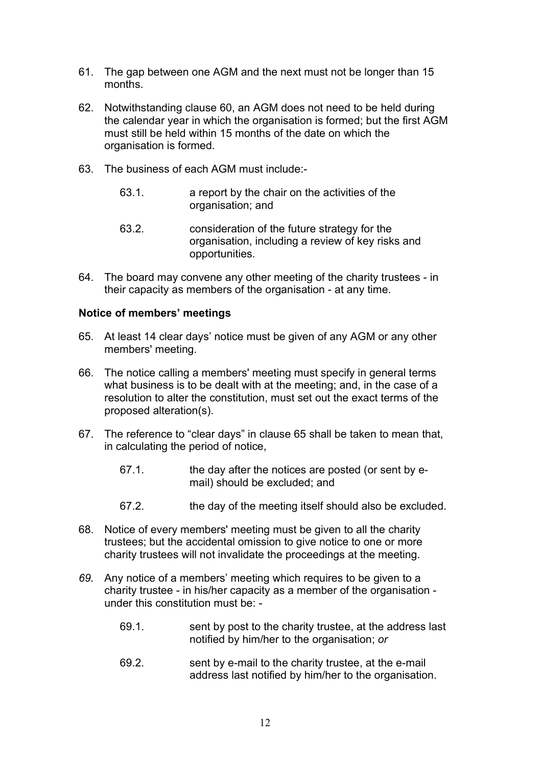61. The gap between one AGM and the next must not be longer than 15 months.

62. Notwithstanding clause 60, an AGM does not need to be held during the calendar year in which the organisation is formed; but the first AGM must still be held within 15 months of the date on which the organisation is formed.

63. The business of each AGM must include:-

    63.1. a report by the chair on the activities of the organisation; and

    63.2. consideration of the future strategy for the organisation, including a review of key risks and opportunities.

64. The board may convene any other meeting of the charity trustees - in their capacity as members of the organisation - at any time.

**Notice of members' meetings**

65. At least 14 clear days' notice must be given of any AGM or any other members' meeting.

66. The notice calling a members' meeting must specify in general terms what business is to be dealt with at the meeting; and, in the case of a resolution to alter the constitution, must set out the exact terms of the proposed alteration(s).

67. The reference to "clear days" in clause 65 shall be taken to mean that, in calculating the period of notice,

    67.1. the day after the notices are posted (or sent by e-mail) should be excluded; and

    67.2. the day of the meeting itself should also be excluded.

68. Notice of every members' meeting must be given to all the charity trustees; but the accidental omission to give notice to one or more charity trustees will not invalidate the proceedings at the meeting.

*69.* Any notice of a members' meeting which requires to be given to a charity trustee - in his/her capacity as a member of the organisation - under this constitution must be: -

    69.1. sent by post to the charity trustee, at the address last notified by him/her to the organisation; *or*

    69.2. sent by e-mail to the charity trustee, at the e-mail address last notified by him/her to the organisation.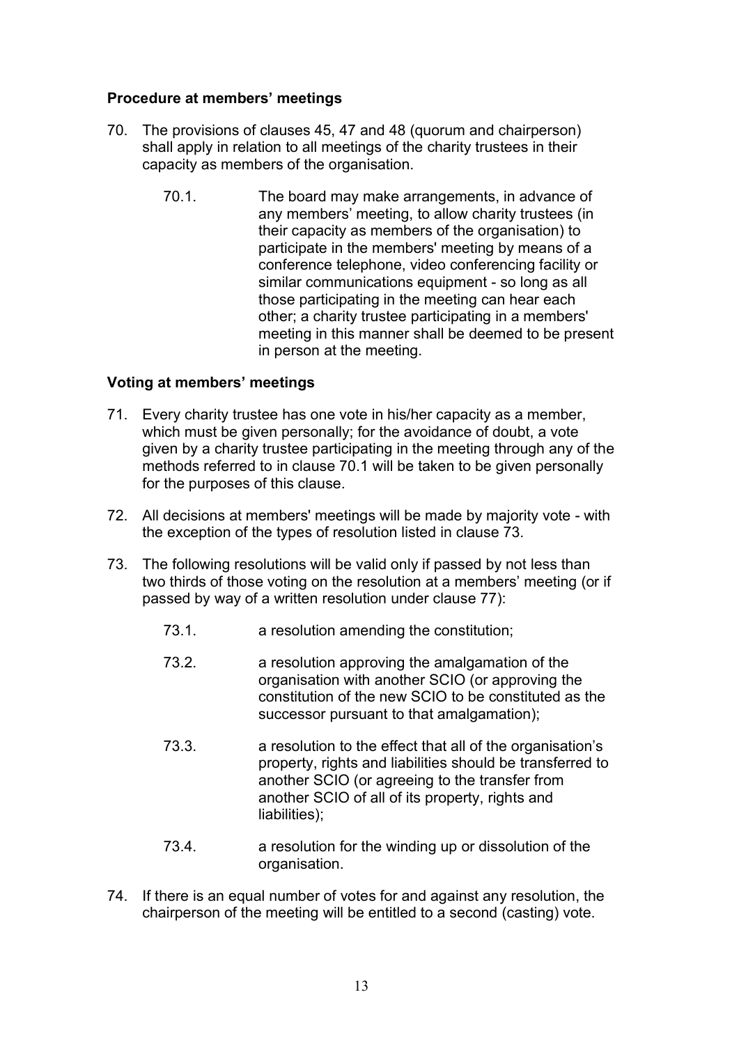**Procedure at members' meetings**

70. The provisions of clauses 45, 47 and 48 (quorum and chairperson) shall apply in relation to all meetings of the charity trustees in their capacity as members of the organisation.

    70.1. The board may make arrangements, in advance of any members' meeting, to allow charity trustees (in their capacity as members of the organisation) to participate in the members' meeting by means of a conference telephone, video conferencing facility or similar communications equipment - so long as all those participating in the meeting can hear each other; a charity trustee participating in a members' meeting in this manner shall be deemed to be present in person at the meeting.

**Voting at members' meetings**

71. Every charity trustee has one vote in his/her capacity as a member, which must be given personally; for the avoidance of doubt, a vote given by a charity trustee participating in the meeting through any of the methods referred to in clause 70.1 will be taken to be given personally for the purposes of this clause.

72. All decisions at members' meetings will be made by majority vote - with the exception of the types of resolution listed in clause 73.

73. The following resolutions will be valid only if passed by not less than two thirds of those voting on the resolution at a members' meeting (or if passed by way of a written resolution under clause 77):

    73.1. a resolution amending the constitution;

    73.2. a resolution approving the amalgamation of the organisation with another SCIO (or approving the constitution of the new SCIO to be constituted as the successor pursuant to that amalgamation);

    73.3. a resolution to the effect that all of the organisation's property, rights and liabilities should be transferred to another SCIO (or agreeing to the transfer from another SCIO of all of its property, rights and liabilities);

    73.4. a resolution for the winding up or dissolution of the organisation.

74. If there is an equal number of votes for and against any resolution, the chairperson of the meeting will be entitled to a second (casting) vote.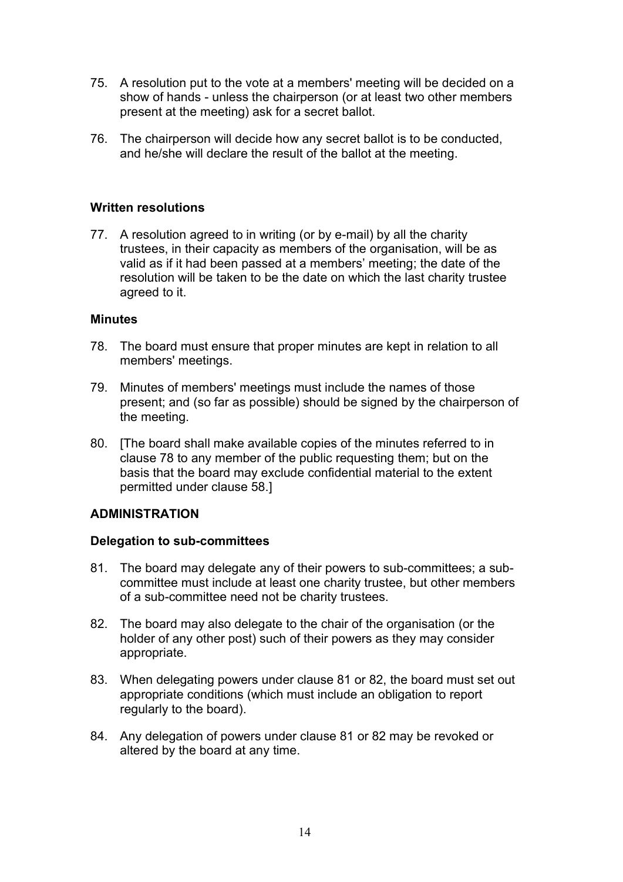75. A resolution put to the vote at a members' meeting will be decided on a show of hands - unless the chairperson (or at least two other members present at the meeting) ask for a secret ballot.

76. The chairperson will decide how any secret ballot is to be conducted, and he/she will declare the result of the ballot at the meeting.

**Written resolutions**

77. A resolution agreed to in writing (or by e-mail) by all the charity trustees, in their capacity as members of the organisation, will be as valid as if it had been passed at a members' meeting; the date of the resolution will be taken to be the date on which the last charity trustee agreed to it.

**Minutes**

78. The board must ensure that proper minutes are kept in relation to all members' meetings.

79. Minutes of members' meetings must include the names of those present; and (so far as possible) should be signed by the chairperson of the meeting.

80. [The board shall make available copies of the minutes referred to in clause 78 to any member of the public requesting them; but on the basis that the board may exclude confidential material to the extent permitted under clause 58.]

**ADMINISTRATION**

**Delegation to sub-committees**

81. The board may delegate any of their powers to sub-committees; a sub-committee must include at least one charity trustee, but other members of a sub-committee need not be charity trustees.

82. The board may also delegate to the chair of the organisation (or the holder of any other post) such of their powers as they may consider appropriate.

83. When delegating powers under clause 81 or 82, the board must set out appropriate conditions (which must include an obligation to report regularly to the board).

84. Any delegation of powers under clause 81 or 82 may be revoked or altered by the board at any time.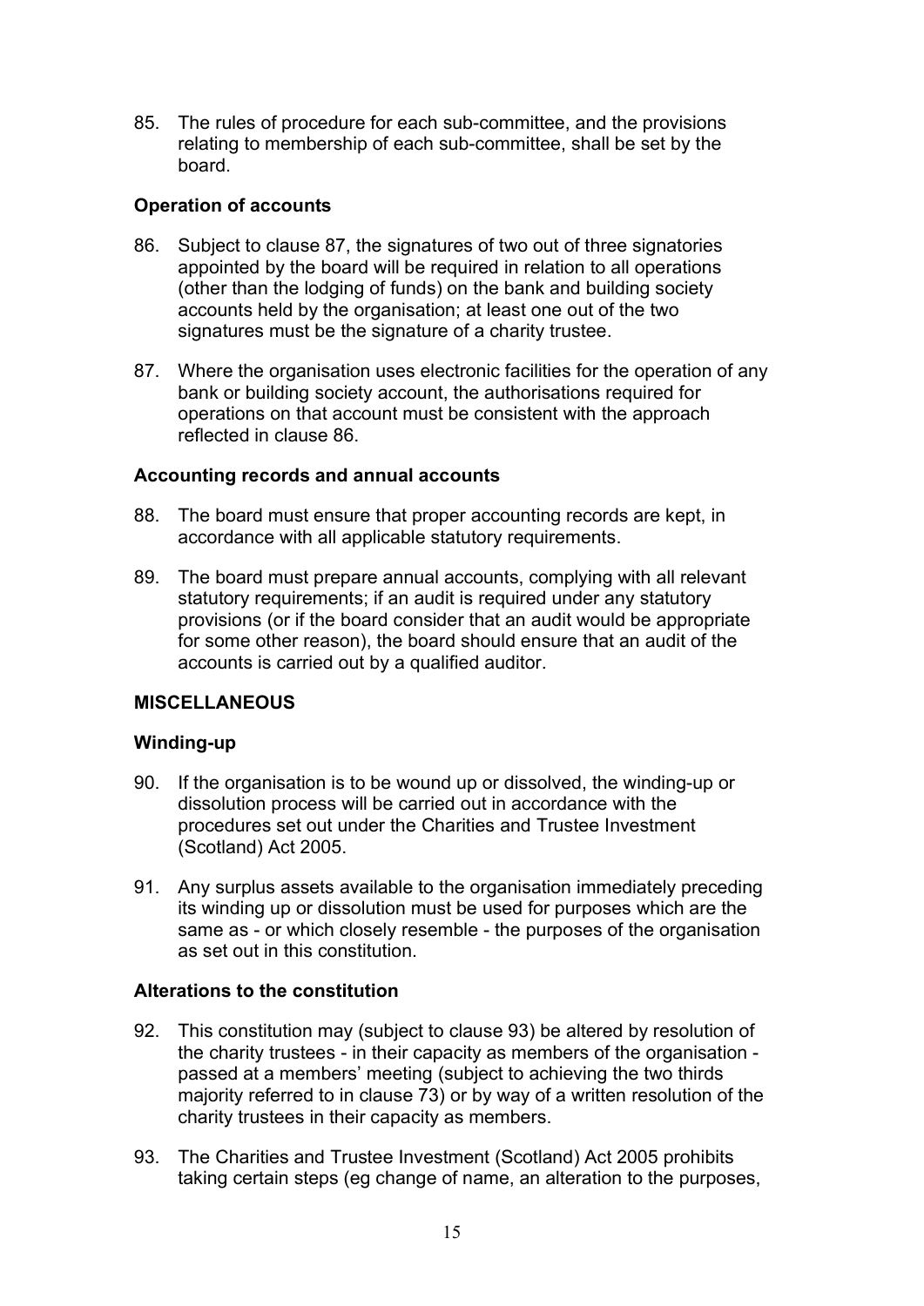85. The rules of procedure for each sub-committee, and the provisions relating to membership of each sub-committee, shall be set by the board.

### Operation of accounts

86. Subject to clause 87, the signatures of two out of three signatories appointed by the board will be required in relation to all operations (other than the lodging of funds) on the bank and building society accounts held by the organisation; at least one out of the two signatures must be the signature of a charity trustee.

87. Where the organisation uses electronic facilities for the operation of any bank or building society account, the authorisations required for operations on that account must be consistent with the approach reflected in clause 86.

### Accounting records and annual accounts

88. The board must ensure that proper accounting records are kept, in accordance with all applicable statutory requirements.

89. The board must prepare annual accounts, complying with all relevant statutory requirements; if an audit is required under any statutory provisions (or if the board consider that an audit would be appropriate for some other reason), the board should ensure that an audit of the accounts is carried out by a qualified auditor.

## MISCELLANEOUS

### Winding-up

90. If the organisation is to be wound up or dissolved, the winding-up or dissolution process will be carried out in accordance with the procedures set out under the Charities and Trustee Investment (Scotland) Act 2005.

91. Any surplus assets available to the organisation immediately preceding its winding up or dissolution must be used for purposes which are the same as - or which closely resemble - the purposes of the organisation as set out in this constitution.

### Alterations to the constitution

92. This constitution may (subject to clause 93) be altered by resolution of the charity trustees - in their capacity as members of the organisation - passed at a members' meeting (subject to achieving the two thirds majority referred to in clause 73) or by way of a written resolution of the charity trustees in their capacity as members.

93. The Charities and Trustee Investment (Scotland) Act 2005 prohibits taking certain steps (eg change of name, an alteration to the purposes,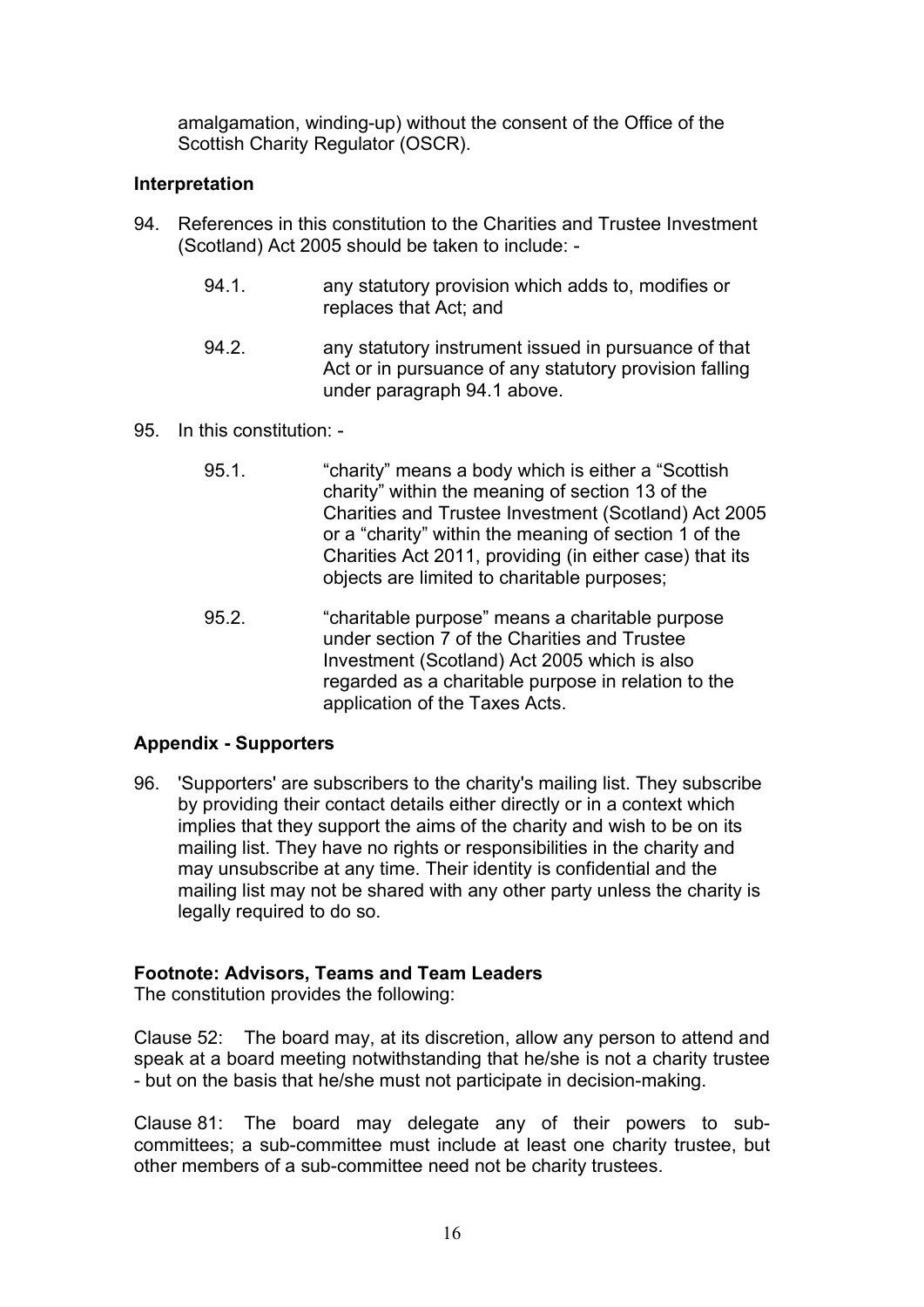amalgamation, winding-up) without the consent of the Office of the Scottish Charity Regulator (OSCR).

**Interpretation**

94. References in this constitution to the Charities and Trustee Investment (Scotland) Act 2005 should be taken to include: -

    94.1. any statutory provision which adds to, modifies or replaces that Act; and

    94.2. any statutory instrument issued in pursuance of that Act or in pursuance of any statutory provision falling under paragraph 94.1 above.

95. In this constitution: -

    95.1. “charity” means a body which is either a “Scottish charity” within the meaning of section 13 of the Charities and Trustee Investment (Scotland) Act 2005 or a “charity” within the meaning of section 1 of the Charities Act 2011, providing (in either case) that its objects are limited to charitable purposes;

    95.2. “charitable purpose” means a charitable purpose under section 7 of the Charities and Trustee Investment (Scotland) Act 2005 which is also regarded as a charitable purpose in relation to the application of the Taxes Acts.

**Appendix - Supporters**

96. 'Supporters' are subscribers to the charity's mailing list. They subscribe by providing their contact details either directly or in a context which implies that they support the aims of the charity and wish to be on its mailing list. They have no rights or responsibilities in the charity and may unsubscribe at any time. Their identity is confidential and the mailing list may not be shared with any other party unless the charity is legally required to do so.

**Footnote: Advisors, Teams and Team Leaders**

The constitution provides the following:

Clause 52: The board may, at its discretion, allow any person to attend and speak at a board meeting notwithstanding that he/she is not a charity trustee - but on the basis that he/she must not participate in decision-making.

Clause 81: The board may delegate any of their powers to sub-committees; a sub-committee must include at least one charity trustee, but other members of a sub-committee need not be charity trustees.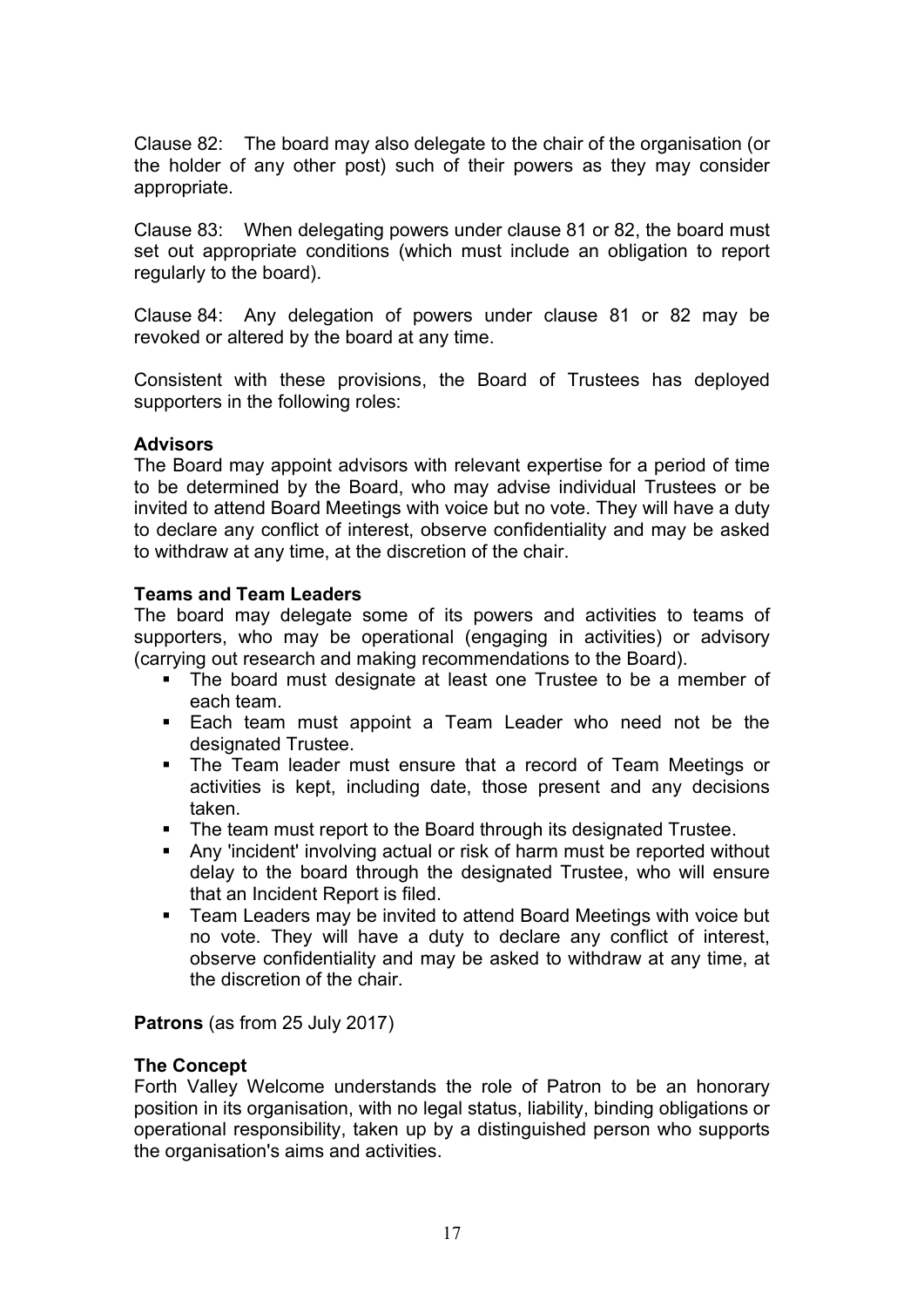Clause 82: The board may also delegate to the chair of the organisation (or the holder of any other post) such of their powers as they may consider appropriate.

Clause 83: When delegating powers under clause 81 or 82, the board must set out appropriate conditions (which must include an obligation to report regularly to the board).

Clause 84: Any delegation of powers under clause 81 or 82 may be revoked or altered by the board at any time.

Consistent with these provisions, the Board of Trustees has deployed supporters in the following roles:

**Advisors**
The Board may appoint advisors with relevant expertise for a period of time to be determined by the Board, who may advise individual Trustees or be invited to attend Board Meetings with voice but no vote. They will have a duty to declare any conflict of interest, observe confidentiality and may be asked to withdraw at any time, at the discretion of the chair.

**Teams and Team Leaders**
The board may delegate some of its powers and activities to teams of supporters, who may be operational (engaging in activities) or advisory (carrying out research and making recommendations to the Board).

- The board must designate at least one Trustee to be a member of each team.
- Each team must appoint a Team Leader who need not be the designated Trustee.
- The Team leader must ensure that a record of Team Meetings or activities is kept, including date, those present and any decisions taken.
- The team must report to the Board through its designated Trustee.
- Any 'incident' involving actual or risk of harm must be reported without delay to the board through the designated Trustee, who will ensure that an Incident Report is filed.
- Team Leaders may be invited to attend Board Meetings with voice but no vote. They will have a duty to declare any conflict of interest, observe confidentiality and may be asked to withdraw at any time, at the discretion of the chair.

**Patrons** (as from 25 July 2017)

**The Concept**
Forth Valley Welcome understands the role of Patron to be an honorary position in its organisation, with no legal status, liability, binding obligations or operational responsibility, taken up by a distinguished person who supports the organisation's aims and activities.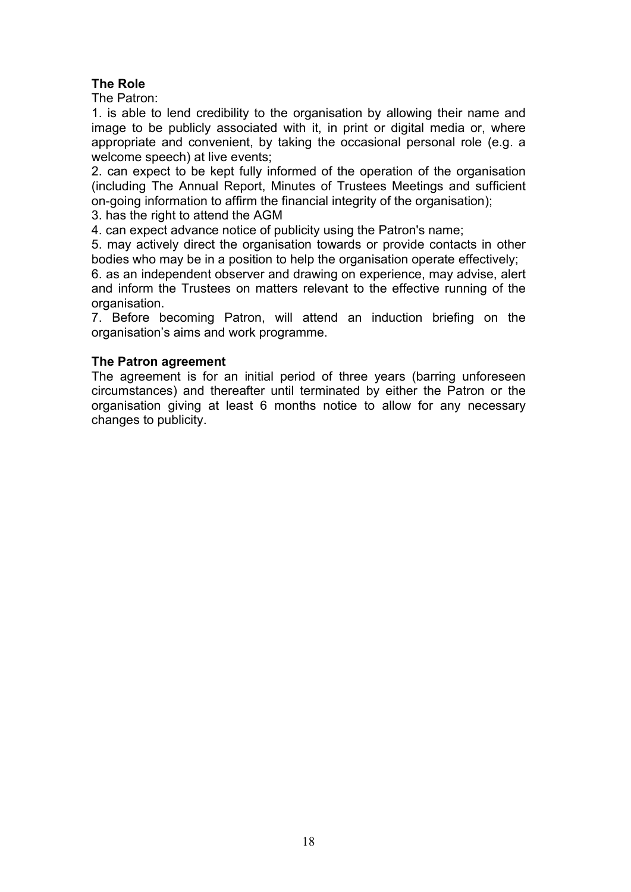**The Role**

The Patron:

1. is able to lend credibility to the organisation by allowing their name and image to be publicly associated with it, in print or digital media or, where appropriate and convenient, by taking the occasional personal role (e.g. a welcome speech) at live events;
2. can expect to be kept fully informed of the operation of the organisation (including The Annual Report, Minutes of Trustees Meetings and sufficient on-going information to affirm the financial integrity of the organisation);
3. has the right to attend the AGM
4. can expect advance notice of publicity using the Patron's name;
5. may actively direct the organisation towards or provide contacts in other bodies who may be in a position to help the organisation operate effectively;
6. as an independent observer and drawing on experience, may advise, alert and inform the Trustees on matters relevant to the effective running of the organisation.
7. Before becoming Patron, will attend an induction briefing on the organisation's aims and work programme.

**The Patron agreement**

The agreement is for an initial period of three years (barring unforeseen circumstances) and thereafter until terminated by either the Patron or the organisation giving at least 6 months notice to allow for any necessary changes to publicity.